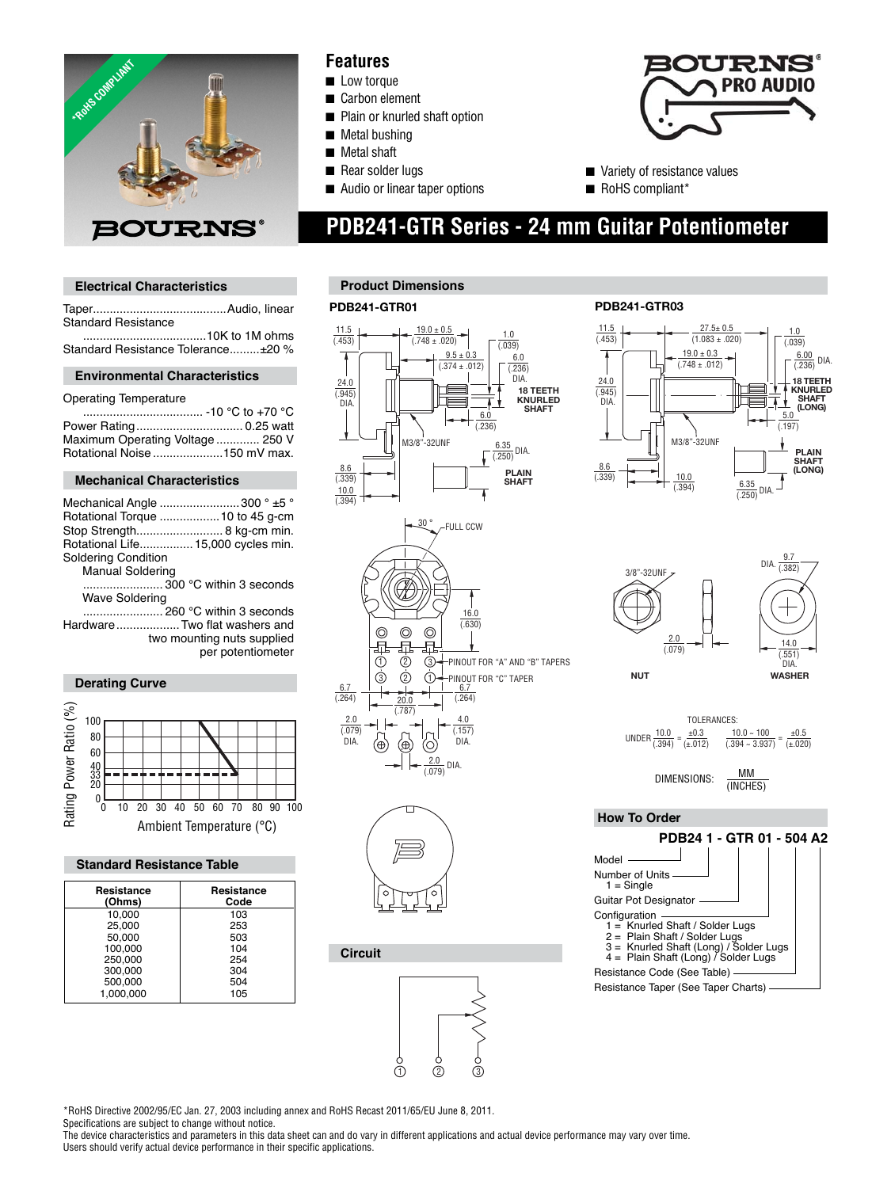# PDB241-GTR Series - 24 mm Guitar Potentiometer

## Features

- Low torque
- Carbon element
- Plain or knurled shaft option
- Metal bushing
- Metal shaft
- Rear solder lugs
- Audio or linear taper options
- Variety of resistance values
- RoHS compliant*

## Electrical Characteristics

Taper........................................Audio, linear
Standard Resistance
.....................................10K to 1M ohms
Standard Resistance Tolerance.........±20 %

## Environmental Characteristics

Operating Temperature
.................................... -10 °C to +70 °C
Power Rating................................ 0.25 watt
Maximum Operating Voltage ............. 250 V
Rotational Noise .....................150 mV max.

## Mechanical Characteristics

Mechanical Angle ........................300 ° ±5 °
Rotational Torque ..................10 to 45 g-cm
Stop Strength.......................... 8 kg-cm min.
Rotational Life................ 15,000 cycles min.
Soldering Condition
Manual Soldering
........................ 300 °C within 3 seconds
Wave Soldering
........................ 260 °C within 3 seconds
Hardware................... Two flat washers and two mounting nuts supplied per potentiometer

## Derating Curve

Rating Power Ratio (%) vs. Ambient Temperature (°C)

## Standard Resistance Table

| Resistance (Ohms) | Resistance Code |
|---|---|
| 10,000 | 103 |
| 25,000 | 253 |
| 50,000 | 503 |
| 100,000 | 104 |
| 250,000 | 254 |
| 300,000 | 304 |
| 500,000 | 504 |
| 1,000,000 | 105 |

## Product Dimensions

**PDB241-GTR01**

11.5 (.453); 19.0 ± 0.5 (.748 ± .020); 1.0 (.039); 9.5 ± 0.3 (.374 ± .012); 6.0 (.236) DIA.; 24.0 (.945) DIA.; 18 TEETH KNURLED SHAFT; 6.0 (.236); M3/8"-32UNF; 6.35 (.250) DIA.; 8.6 (.339); 10.0 (.394); PLAIN SHAFT

**PDB241-GTR03**

11.5 (.453); 27.5± 0.5 (1.083 ± .020); 1.0 (.039); 19.0 ± 0.3 (.748 ± .012); 6.00 (.236) DIA.; 24.0 (.945) DIA.; 18 TEETH KNURLED SHAFT (LONG); 5.0 (.197); M3/8"-32UNF; PLAIN SHAFT (LONG); 8.6 (.339); 10.0 (.394); 6.35 (.250) DIA.

30 ° FULL CCW; 16.0 (.630); PINOUT FOR "A" AND "B" TAPERS: 1 2 3; PINOUT FOR "C" TAPER: 3 2 1; 6.7 (.264); 20.0 (.787); 6.7 (.264); 2.0 (.079) DIA.; 4.0 (.157) DIA.; 2.0 (.079) DIA.

**NUT**: 3/8"-32UNF; 2.0 (.079)

**WASHER**: 9.7 (.382) DIA.; 14.0 (.551) DIA.

TOLERANCES:
UNDER 10.0 (.394) = ±0.3 (±.012); 10.0 ~ 100 (.394 ~ 3.937) = ±0.5 (±.020)

DIMENSIONS: MM (INCHES)

## Circuit

## How To Order

**PDB24 1 - GTR 01 - 504 A2**

- Model
- Number of Units
  - 1 = Single
- Guitar Pot Designator
- Configuration
  - 1 = Knurled Shaft / Solder Lugs
  - 2 = Plain Shaft / Solder Lugs
  - 3 = Knurled Shaft (Long) / Solder Lugs
  - 4 = Plain Shaft (Long) / Solder Lugs
- Resistance Code (See Table)
- Resistance Taper (See Taper Charts)

*RoHS Directive 2002/95/EC Jan. 27, 2003 including annex and RoHS Recast 2011/65/EU June 8, 2011.
Specifications are subject to change without notice.
The device characteristics and parameters in this data sheet can and do vary in different applications and actual device performance may vary over time.
Users should verify actual device performance in their specific applications.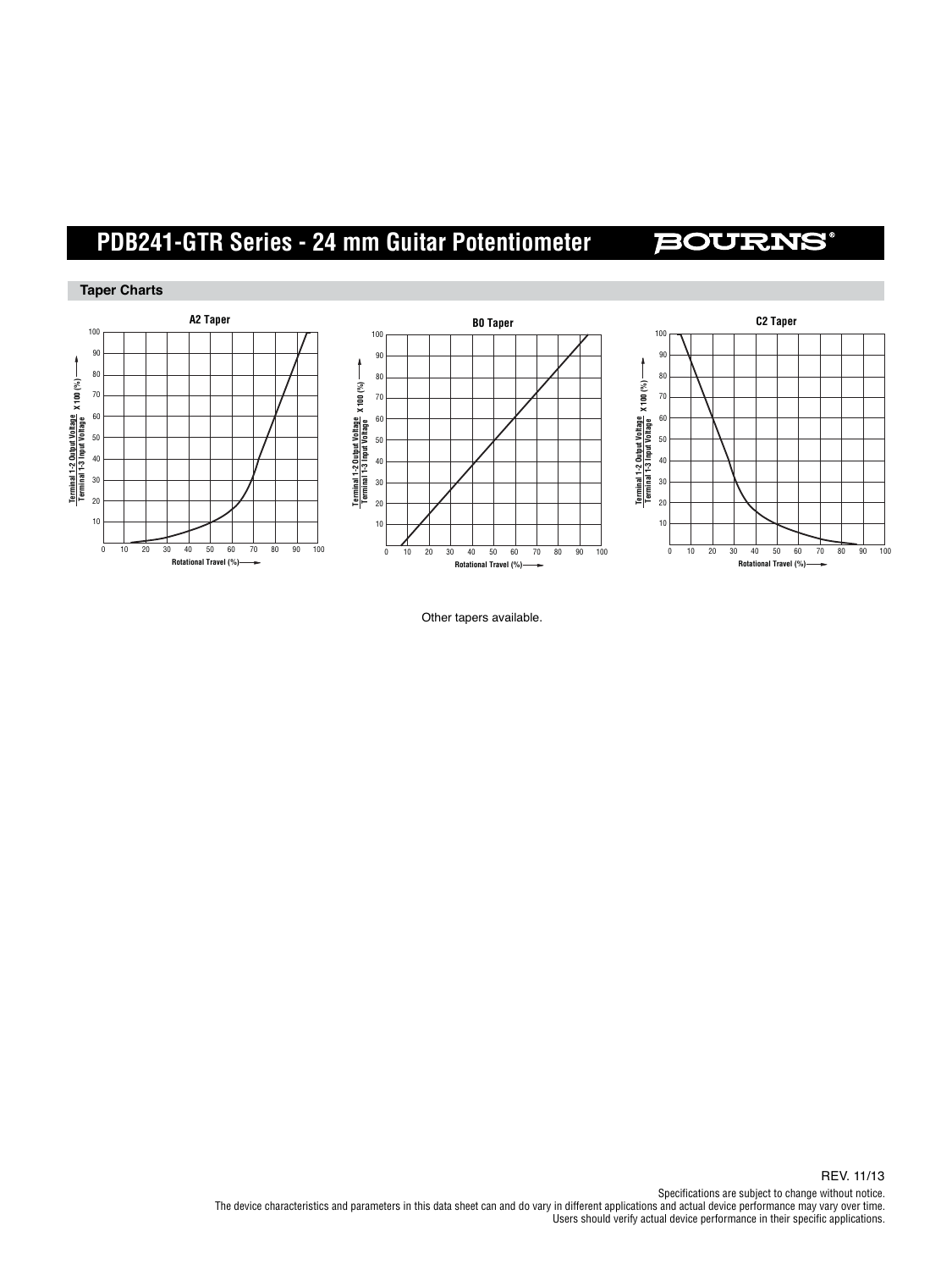# PDB241-GTR Series - 24 mm Guitar Potentiometer

## Taper Charts

A2 Taper

Terminal 1-2 Output Voltage / Terminal 1-3 Input Voltage X 100 (%)

100
90
80
70
60
50
40
30
20
10

0 10 20 30 40 50 60 70 80 90 100

Rotational Travel (%)

B0 Taper

Terminal 1-2 Output Voltage / Terminal 1-3 Input Voltage X 100 (%)

100
90
80
70
60
50
40
30
20
10

0 10 20 30 40 50 60 70 80 90 100

Rotational Travel (%)

C2 Taper

Terminal 1-2 Output Voltage / Terminal 1-3 Input Voltage X 100 (%)

100
90
80
70
60
50
40
30
20
10

0 10 20 30 40 50 60 70 80 90 100

Rotational Travel (%)

Other tapers available.

REV. 11/13

Specifications are subject to change without notice.
The device characteristics and parameters in this data sheet can and do vary in different applications and actual device performance may vary over time.
Users should verify actual device performance in their specific applications.